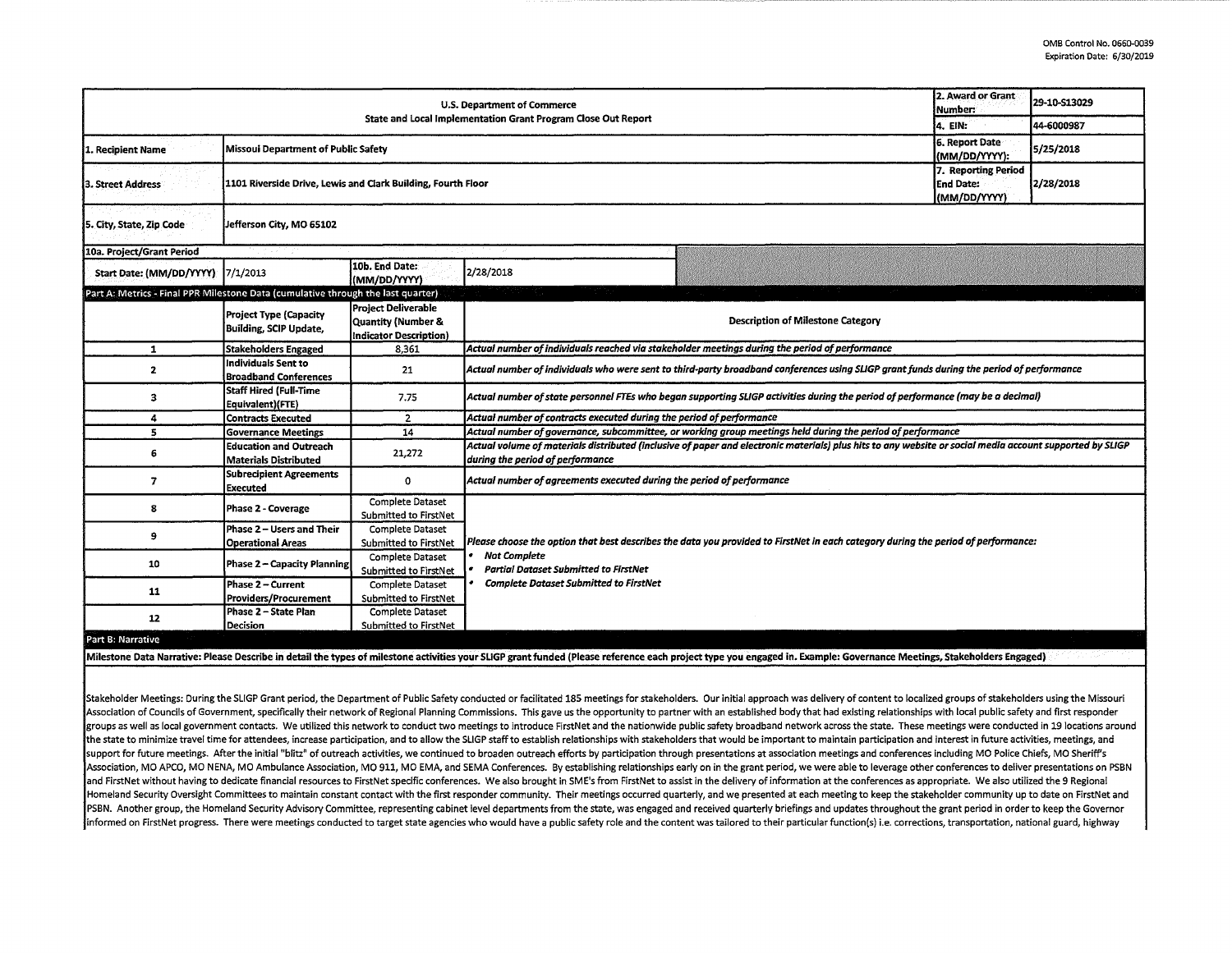OMB Control No. 0660-0039
Expiration Date: 6/30/2019

| U.S. Department of Commerce<br>State and Local Implementation Grant Program Close Out Report | | | | 2. Award or Grant Number: | 29-10-S13029 |
|---|---|---|---|---|---|
| | | | | 4. EIN: | 44-6000987 |
| 1. Recipient Name | Missoui Department of Public Safety | | | 6. Report Date (MM/DD/YYYY): | 5/25/2018 |
| 3. Street Address | 1101 Riverside Drive, Lewis and Clark Building, Fourth Floor | | | 7. Reporting Period End Date: (MM/DD/YYYY) | 2/28/2018 |
| 5. City, State, Zip Code | Jefferson City, MO 65102 | | | | |
| 10a. Project/Grant Period | | | | | |
| Start Date: (MM/DD/YYYY) | 7/1/2013 | 10b. End Date: (MM/DD/YYYY) | 2/28/2018 | | |

**Part A: Metrics - Final PPR Milestone Data (cumulative through the last quarter)**

| | Project Type (Capacity Building, SCIP Update, | Project Deliverable Quantity (Number & Indicator Description) | Description of Milestone Category |
|---|---|---|---|
| 1 | Stakeholders Engaged | 8,361 | *Actual number of individuals reached via stakeholder meetings during the period of performance* |
| 2 | Individuals Sent to Broadband Conferences | 21 | *Actual number of individuals who were sent to third-party broadband conferences using SLIGP grant funds during the period of performance* |
| 3 | Staff Hired (Full-Time Equivalent)(FTE) | 7.75 | *Actual number of state personnel FTEs who began supporting SLIGP activities during the period of performance (may be a decimal)* |
| 4 | Contracts Executed | 2 | *Actual number of contracts executed during the period of performance* |
| 5 | Governance Meetings | 14 | *Actual number of governance, subcommittee, or working group meetings held during the period of performance* |
| 6 | Education and Outreach Materials Distributed | 21,272 | *Actual volume of materials distributed (inclusive of paper and electronic materials) plus hits to any website or social media account supported by SLIGP during the period of performance* |
| 7 | Subrecipient Agreements Executed | 0 | *Actual number of agreements executed during the period of performance* |
| 8 | Phase 2 - Coverage | Complete Dataset Submitted to FirstNet | *Please choose the option that best describes the data you provided to FirstNet in each category during the period of performance:*<br>• *Not Complete*<br>• *Partial Dataset Submitted to FirstNet*<br>• *Complete Dataset Submitted to FirstNet* |
| 9 | Phase 2 – Users and Their Operational Areas | Complete Dataset Submitted to FirstNet | |
| 10 | Phase 2 – Capacity Planning | Complete Dataset Submitted to FirstNet | |
| 11 | Phase 2 – Current Providers/Procurement | Complete Dataset Submitted to FirstNet | |
| 12 | Phase 2 – State Plan Decision | Complete Dataset Submitted to FirstNet | |

**Part B: Narrative**

**Milestone Data Narrative: Please Describe in detail the types of milestone activities your SLIGP grant funded (Please reference each project type you engaged in. Example: Governance Meetings, Stakeholders Engaged)**

Stakeholder Meetings: During the SLIGP Grant period, the Department of Public Safety conducted or facilitated 185 meetings for stakeholders. Our initial approach was delivery of content to localized groups of stakeholders using the Missouri Association of Councils of Government, specifically their network of Regional Planning Commissions. This gave us the opportunity to partner with an established body that had existing relationships with local public safety and first responder groups as well as local government contacts. We utilized this network to conduct two meetings to introduce FirstNet and the nationwide public safety broadband network across the state. These meetings were conducted in 19 locations around the state to minimize travel time for attendees, increase participation, and to allow the SLIGP staff to establish relationships with stakeholders that would be important to maintain participation and interest in future activities, meetings, and support for future meetings. After the initial "blitz" of outreach activities, we continued to broaden outreach efforts by participation through presentations at association meetings and conferences including MO Police Chiefs, MO Sheriff's Association, MO APCO, MO NENA, MO Ambulance Association, MO 911, MO EMA, and SEMA Conferences. By establishing relationships early on in the grant period, we were able to leverage other conferences to deliver presentations on PSBN and FirstNet without having to dedicate financial resources to FirstNet specific conferences. We also brought in SME's from FirstNet to assist in the delivery of information at the conferences as appropriate. We also utilized the 9 Regional Homeland Security Oversight Committees to maintain constant contact with the first responder community. Their meetings occurred quarterly, and we presented at each meeting to keep the stakeholder community up to date on FirstNet and PSBN. Another group, the Homeland Security Advisory Committee, representing cabinet level departments from the state, was engaged and received quarterly briefings and updates throughout the grant period in order to keep the Governor informed on FirstNet progress. There were meetings conducted to target state agencies who would have a public safety role and the content was tailored to their particular function(s) i.e. corrections, transportation, national guard, highway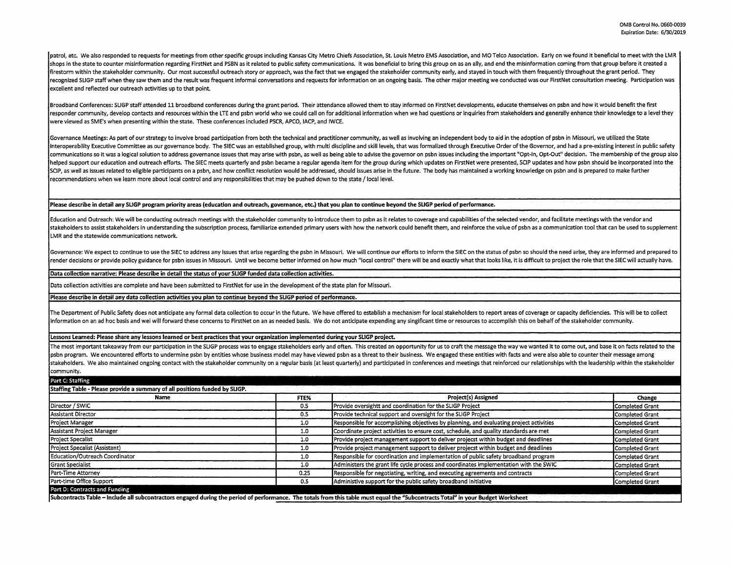patrol, etc. We also responded to requests for meetings from other specific groups including Kansas City Metro Chiefs Association, St. Louis Metro EMS Association, and MO Telco Association. Early on we found it beneficial to meet with the LMR shops in the state to counter misinformation regarding FirstNet and PSBN as it related to public safety communications. It was beneficial to bring this group on as an ally, and end the misinformation coming from that group before it created a firestorm within the stakeholder community. Our most successful outreach story or approach, was the fact that we engaged the stakeholder community early, and stayed in touch with them frequently throughout the grant period. They recognized SLIGP staff when they saw them and the result was frequent informal conversations and requests for information on an ongoing basis. The other major meeting we conducted was our FirstNet consultation meeting. Participation was excellent and reflected our outreach activities up to that point.

Broadband Conferences: SLIGP staff attended 11 broadband conferences during the grant period. Their attendance allowed them to stay informed on FirstNet developments, educate themselves on psbn and how it would benefit the first responder community, develop contacts and resources within the LTE and psbn world who we could call on for additional information when we had questions or inquiries from stakeholders and generally enhance their knowledge to a level they were viewed as SME's when presenting within the state. These conferences included PSCR, APCO, IACP, and IWCE.

Governance Meetings: As part of our strategy to involve broad participation from both the technical and practitioner community, as well as involving an independent body to aid in the adoption of psbn in Missouri, we utilized the State Interoperability Executive Committee as our governance body. The SIEC was an established group, with multi discipline and skill levels, that was formalized through Executive Order of the Governor, and had a pre-existing interest in public safety communications so it was a logical solution to address governance issues that may arise with psbn, as well as being able to advise the governor on psbn issues including the important "Opt-In, Opt-Out" decision. The membership of the group also helped support our education and outreach efforts. The SIEC meets quarterly and psbn became a regular agenda item for the group during which updates on FirstNet were presented, SCIP updates and how psbn should be incorporated into the SCIP, as well as issues related to eligible participants on a psbn, and how conflict resolution would be addressed, should issues arise in the future. The body has maintained a working knowledge on psbn and is prepared to make further recommendations when we learn more about local control and any responsibilities that may be pushed down to the state / local level.

**Please describe in detail any SLIGP program priority areas (education and outreach, governance, etc.) that you plan to continue beyond the SLIGP period of performance.**

Education and Outreach: We will be conducting outreach meetings with the stakeholder community to introduce them to psbn as it relates to coverage and capabilities of the selected vendor, and facilitate meetings with the vendor and stakeholders to assist stakeholders in understanding the subscription process, familiarize extended primary users with how the network could benefit them, and reinforce the value of psbn as a communication tool that can be used to supplement LMR and the statewide communications network.

Governance: We expect to continue to use the SIEC to address any issues that arise regarding the psbn in Missouri. We will continue our efforts to inform the SIEC on the status of psbn so should the need arise, they are informed and prepared to render decisions or provide policy guidance for psbn issues in Missouri. Until we become better informed on how much "local control" there will be and exactly what that looks like, it is difficult to project the role that the SIEC will actually have.

**Data collection narrative: Please describe in detail the status of your SLIGP funded data collection activities.**

Data collection activities are complete and have been submitted to FirstNet for use in the development of the state plan for Missouri.

**Please describe in detail any data collection activities you plan to continue beyond the SLIGP period of performance.**

The Department of Public Safety does not anticipate any formal data collection to occur in the future. We have offered to establish a mechanism for local stakeholders to report areas of coverage or capacity deficiencies. This will be to collect information on an ad hoc basis and wei will forward these concerns to FirstNet on an as needed basis. We do not anticipate expending any significant time or resources to accomplish this on behalf of the stakeholder community.

**Lessons Learned: Please share any lessons learned or best practices that your organization implemented during your SLIGP project.**

The most important takeaway from our participation in the SLIGP process was to engage stakeholders early and often. This created an opportunity for us to craft the message the way we wanted it to come out, and base it on facts related to the psbn program. We encountered efforts to undermine psbn by entities whose business model may have viewed psbn as a threat to their business. We engaged these entities with facts and were also able to counter their message among stakeholders. We also maintained ongoing contact with the stakeholder community on a regular basis (at least quarterly) and participated in conferences and meetings that reinforced our relationships with the leadership within the stakeholder community.

## Part C: Staffing

**Staffing Table - Please provide a summary of all positions funded by SLIGP.**

| Name | FTE% | Project(s) Assigned | Change |
|---|---|---|---|
| Director / SWIC | 0.5 | Provide oversightt and coordination for the SLIGP Project | Completed Grant |
| Assistant Director | 0.5 | Provide technical support and oversight for the SLIGP Project | Completed Grant |
| Project Manager | 1.0 | Responsible for accomplishing objectives by planning, and evaluating project activities | Completed Grant |
| Assistant Project Manager | 1.0 | Coordinate project activities to ensure cost, schedule, and quality standards are met | Completed Grant |
| Project Specialist | 1.0 | Provide project management support to deliver projecst within budget and deadlines | Completed Grant |
| Project Specialist (Assistant) | 1.0 | Provide project management support to deliver projecst within budget and deadlines | Completed Grant |
| Education/Outreach Coordinator | 1.0 | Responsible for coordination and implementation of public safety broadband program | Completed Grant |
| Grant Specialist | 1.0 | Administers the grant life cycle process and coordinates implementation with the SWIC | Completed Grant |
| Part-Time Attorney | 0.25 | Responsible for negotiating, writing, and executing agreements and contracts | Completed Grant |
| Part-time Office Support | 0.5 | Administive support for the public safety broadband initiative | Completed Grant |

## Part D: Contracts and Funding

**Subcontracts Table – Include all subcontractors engaged during the period of performance. The totals from this table must equal the "Subcontracts Total" in your Budget Worksheet**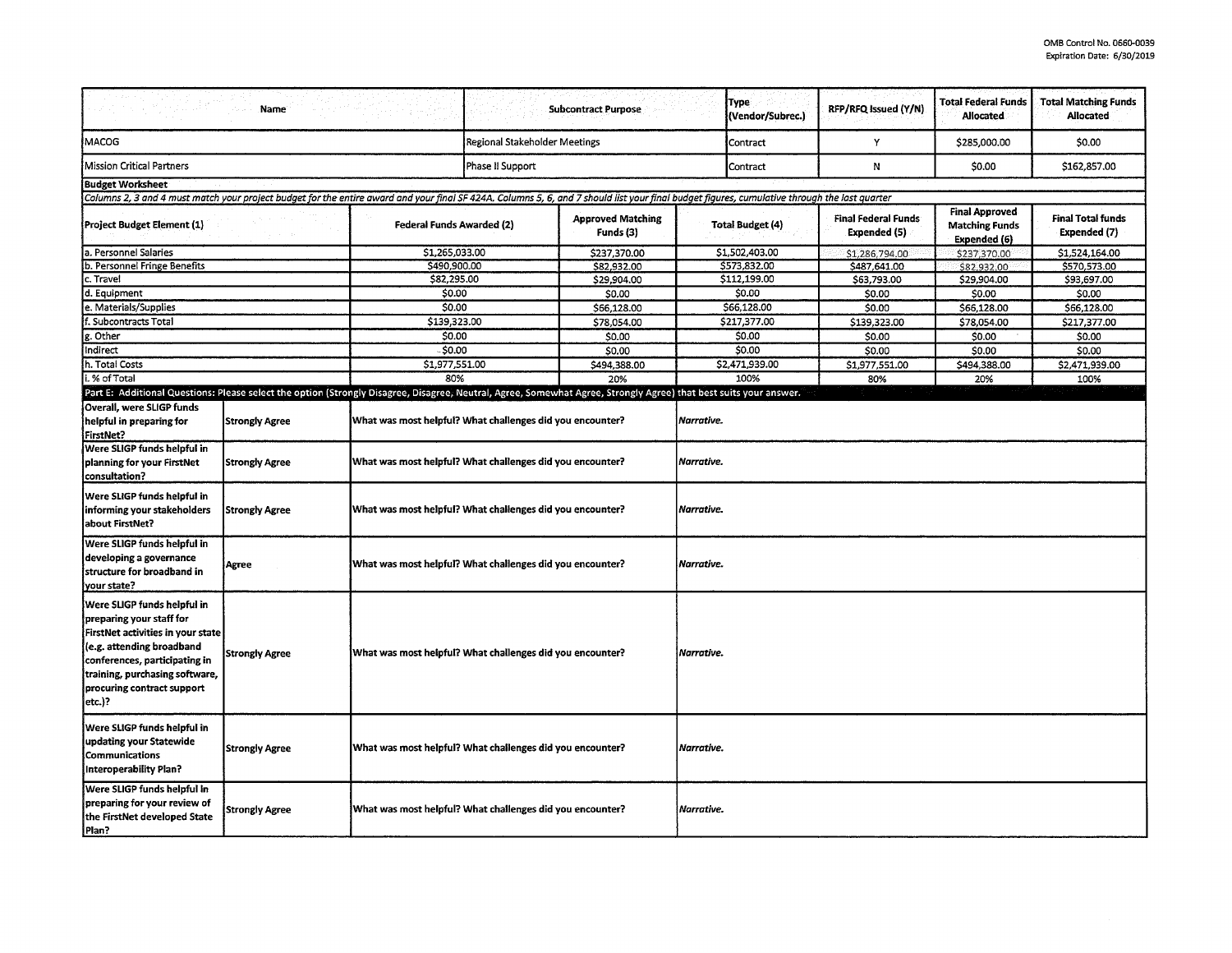OMB Control No. 0660-0039
Expiration Date: 6/30/2019

| Name | Subcontract Purpose | Type (Vendor/Subrec.) | RFP/RFQ Issued (Y/N) | Total Federal Funds Allocated | Total Matching Funds Allocated |
|---|---|---|---|---|---|
| MACOG | Regional Stakeholder Meetings | Contract | Y | $285,000.00 | $0.00 |
| Mission Critical Partners | Phase II Support | Contract | N | $0.00 | $162,857.00 |

**Budget Worksheet**

*Columns 2, 3 and 4 must match your project budget for the entire award and your final SF 424A. Columns 5, 6, and 7 should list your final budget figures, cumulative through the last quarter*

| Project Budget Element (1) | Federal Funds Awarded (2) | Approved Matching Funds (3) | Total Budget (4) | Final Federal Funds Expended (5) | Final Approved Matching Funds Expended (6) | Final Total funds Expended (7) |
|---|---|---|---|---|---|---|
| a. Personnel Salaries | $1,265,033.00 | $237,370.00 | $1,502,403.00 | $1,286,794.00 | $237,370.00 | $1,524,164.00 |
| b. Personnel Fringe Benefits | $490,900.00 | $82,932.00 | $573,832.00 | $487,641.00 | $82,932.00 | $570,573.00 |
| c. Travel | $82,295.00 | $29,904.00 | $112,199.00 | $63,793.00 | $29,904.00 | $93,697.00 |
| d. Equipment | $0.00 | $0.00 | $0.00 | $0.00 | $0.00 | $0.00 |
| e. Materials/Supplies | $0.00 | $66,128.00 | $66,128.00 | $0.00 | $66,128.00 | $66,128.00 |
| f. Subcontracts Total | $139,323.00 | $78,054.00 | $217,377.00 | $139,323.00 | $78,054.00 | $217,377.00 |
| g. Other | $0.00 | $0.00 | $0.00 | $0.00 | $0.00 | $0.00 |
| Indirect | $0.00 | $0.00 | $0.00 | $0.00 | $0.00 | $0.00 |
| h. Total Costs | $1,977,551.00 | $494,388.00 | $2,471,939.00 | $1,977,551.00 | $494,388.00 | $2,471,939.00 |
| i. % of Total | 80% | 20% | 100% | 80% | 20% | 100% |

**Part E: Additional Questions: Please select the option (Strongly Disagree, Disagree, Neutral, Agree, Somewhat Agree, Strongly Agree) that best suits your answer.**

| Question | Answer | Follow-up | Narrative |
|---|---|---|---|
| **Overall, were SLIGP funds helpful in preparing for FirstNet?** | Strongly Agree | What was most helpful? What challenges did you encounter? | *Narrative.* |
| **Were SLIGP funds helpful in planning for your FirstNet consultation?** | Strongly Agree | What was most helpful? What challenges did you encounter? | *Narrative.* |
| **Were SLIGP funds helpful in informing your stakeholders about FirstNet?** | Strongly Agree | What was most helpful? What challenges did you encounter? | *Narrative.* |
| **Were SLIGP funds helpful in developing a governance structure for broadband in your state?** | Agree | What was most helpful? What challenges did you encounter? | *Narrative.* |
| **Were SLIGP funds helpful in preparing your staff for FirstNet activities in your state (e.g. attending broadband conferences, participating in training, purchasing software, procuring contract support etc.)?** | Strongly Agree | What was most helpful? What challenges did you encounter? | *Narrative.* |
| **Were SLIGP funds helpful in updating your Statewide Communications Interoperability Plan?** | Strongly Agree | What was most helpful? What challenges did you encounter? | *Narrative.* |
| **Were SLIGP funds helpful in preparing for your review of the FirstNet developed State Plan?** | Strongly Agree | What was most helpful? What challenges did you encounter? | *Narrative.* |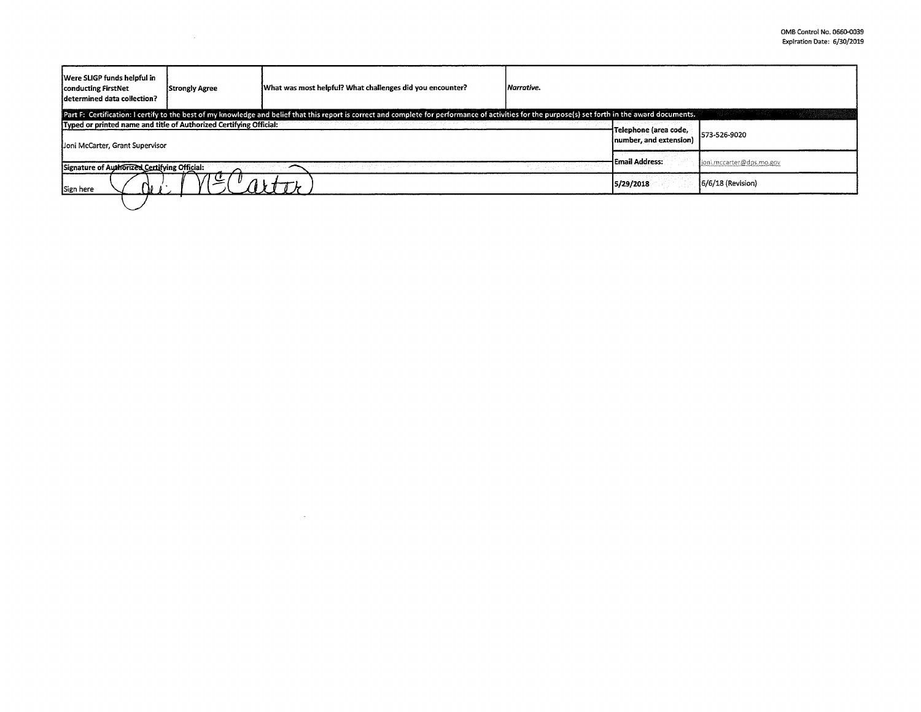| | | | |
|---|---|---|---|
| Were SLIGP funds helpful in conducting FirstNet determined data collection? | Strongly Agree | What was most helpful? What challenges did you encounter? | *Narrative.* |

**Part F: Certification: I certify to the best of my knowledge and belief that this report is correct and complete for performance of activities for the purpose(s) set forth in the award documents.**

| | | |
|---|---|---|
| **Typed or printed name and title of Authorized Certifying Official:** | **Telephone (area code, number, and extension)** | 573-526-9020 |
| Joni McCarter, Grant Supervisor | **Email Address:** | joni.mccarter@dps.mo.gov |
| **Signature of Authorized Certifying Official:** | | |
| Sign here Joni McCarter | 5/29/2018 | 6/6/18 (Revision) |